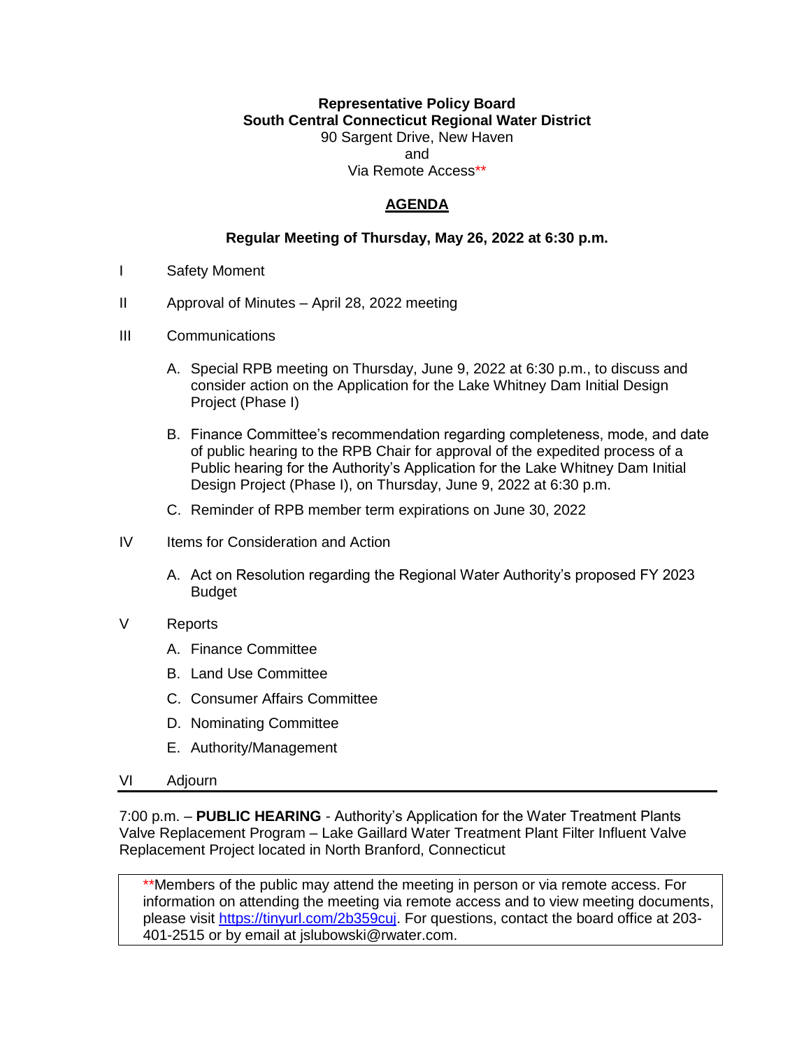**Representative Policy Board**
**South Central Connecticut Regional Water District**
90 Sargent Drive, New Haven
and
Via Remote Access**

## AGENDA

### Regular Meeting of Thursday, May 26, 2022 at 6:30 p.m.

I Safety Moment

II Approval of Minutes – April 28, 2022 meeting

III Communications

A. Special RPB meeting on Thursday, June 9, 2022 at 6:30 p.m., to discuss and consider action on the Application for the Lake Whitney Dam Initial Design Project (Phase I)

B. Finance Committee's recommendation regarding completeness, mode, and date of public hearing to the RPB Chair for approval of the expedited process of a Public hearing for the Authority's Application for the Lake Whitney Dam Initial Design Project (Phase I), on Thursday, June 9, 2022 at 6:30 p.m.

C. Reminder of RPB member term expirations on June 30, 2022

IV Items for Consideration and Action

A. Act on Resolution regarding the Regional Water Authority's proposed FY 2023 Budget

V Reports

A. Finance Committee

B. Land Use Committee

C. Consumer Affairs Committee

D. Nominating Committee

E. Authority/Management

VI Adjourn

---

7:00 p.m. – **PUBLIC HEARING** - Authority's Application for the Water Treatment Plants Valve Replacement Program – Lake Gaillard Water Treatment Plant Filter Influent Valve Replacement Project located in North Branford, Connecticut

**Members of the public may attend the meeting in person or via remote access. For information on attending the meeting via remote access and to view meeting documents, please visit [https://tinyurl.com/2b359cuj](https://tinyurl.com/2b359cuj). For questions, contact the board office at 203-401-2515 or by email at jslubowski@rwater.com.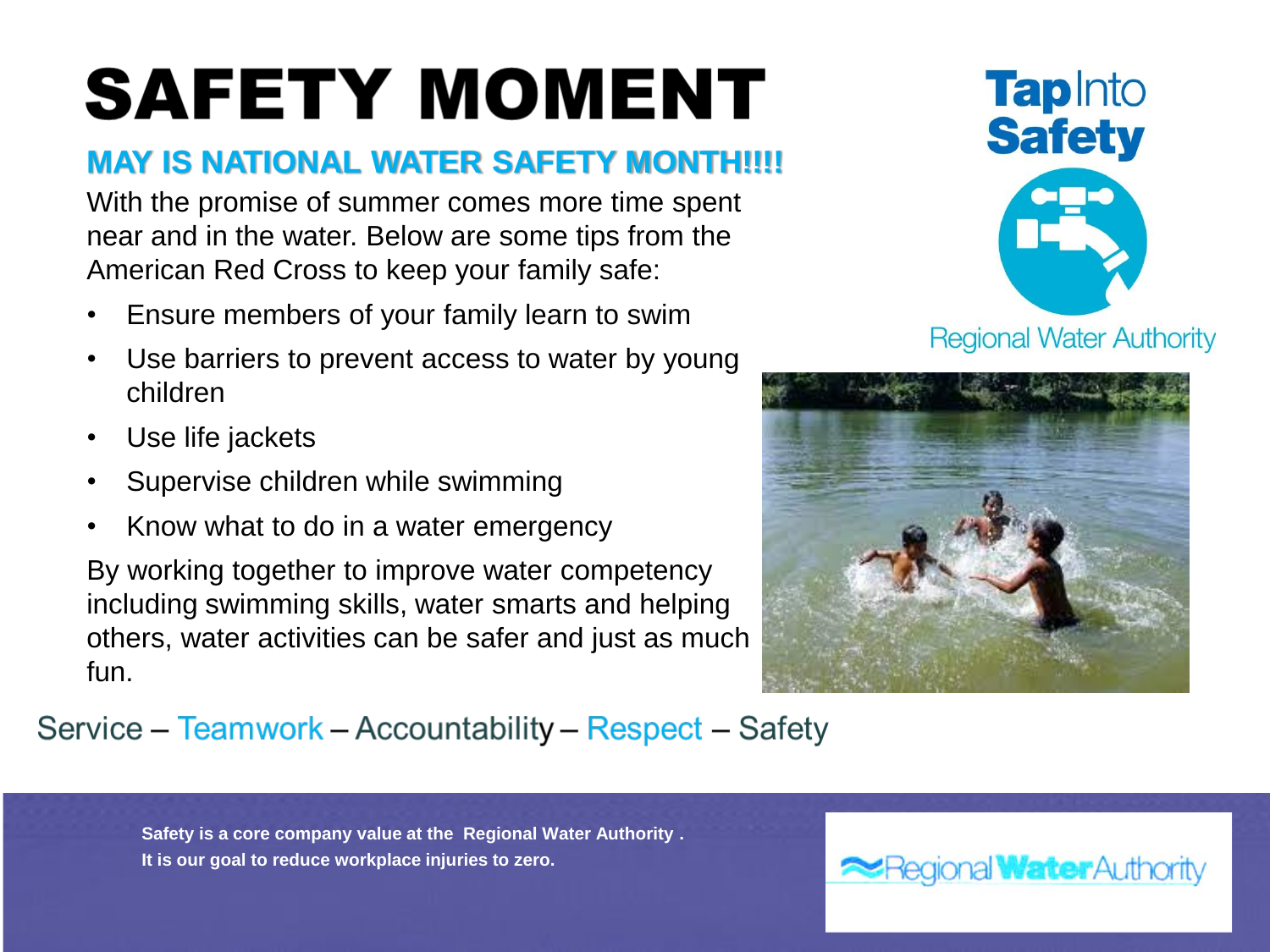# SAFETY MOMENT

## MAY IS NATIONAL WATER SAFETY MONTH!!!!

With the promise of summer comes more time spent near and in the water. Below are some tips from the American Red Cross to keep your family safe:

- Ensure members of your family learn to swim
- Use barriers to prevent access to water by young children
- Use life jackets
- Supervise children while swimming
- Know what to do in a water emergency

By working together to improve water competency including swimming skills, water smarts and helping others, water activities can be safer and just as much fun.

**Tap Into Safety**

Regional Water Authority

Service – Teamwork – Accountability – Respect – Safety

**Safety is a core company value at the Regional Water Authority .**
**It is our goal to reduce workplace injuries to zero.**

Regional Water Authority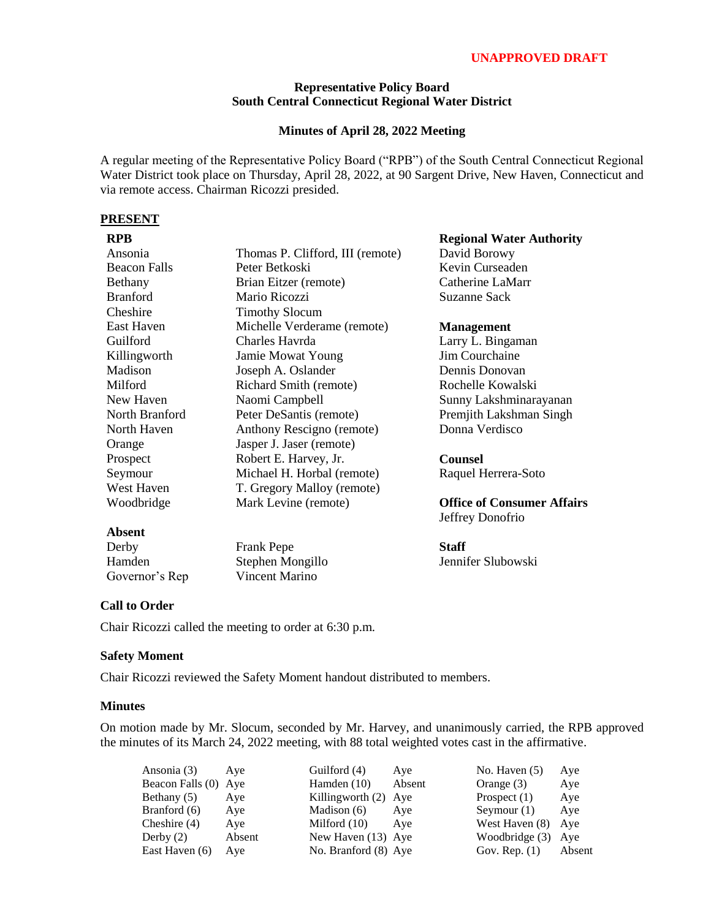**UNAPPROVED DRAFT**

**Representative Policy Board**
**South Central Connecticut Regional Water District**

**Minutes of April 28, 2022 Meeting**

A regular meeting of the Representative Policy Board ("RPB") of the South Central Connecticut Regional Water District took place on Thursday, April 28, 2022, at 90 Sargent Drive, New Haven, Connecticut and via remote access. Chairman Ricozzi presided.

**PRESENT**

**RPB**

| | |
|---|---|
| Ansonia | Thomas P. Clifford, III (remote) |
| Beacon Falls | Peter Betkoski |
| Bethany | Brian Eitzer (remote) |
| Branford | Mario Ricozzi |
| Cheshire | Timothy Slocum |
| East Haven | Michelle Verderame (remote) |
| Guilford | Charles Havrda |
| Killingworth | Jamie Mowat Young |
| Madison | Joseph A. Oslander |
| Milford | Richard Smith (remote) |
| New Haven | Naomi Campbell |
| North Branford | Peter DeSantis (remote) |
| North Haven | Anthony Rescigno (remote) |
| Orange | Jasper J. Jaser (remote) |
| Prospect | Robert E. Harvey, Jr. |
| Seymour | Michael H. Horbal (remote) |
| West Haven | T. Gregory Malloy (remote) |
| Woodbridge | Mark Levine (remote) |

**Absent**

| | |
|---|---|
| Derby | Frank Pepe |
| Hamden | Stephen Mongillo |
| Governor's Rep | Vincent Marino |

**Regional Water Authority**
David Borowy
Kevin Curseaden
Catherine LaMarr
Suzanne Sack

**Management**
Larry L. Bingaman
Jim Courchaine
Dennis Donovan
Rochelle Kowalski
Sunny Lakshminarayanan
Premjith Lakshman Singh
Donna Verdisco

**Counsel**
Raquel Herrera-Soto

**Office of Consumer Affairs**
Jeffrey Donofrio

**Staff**
Jennifer Slubowski

**Call to Order**

Chair Ricozzi called the meeting to order at 6:30 p.m.

**Safety Moment**

Chair Ricozzi reviewed the Safety Moment handout distributed to members.

**Minutes**

On motion made by Mr. Slocum, seconded by Mr. Harvey, and unanimously carried, the RPB approved the minutes of its March 24, 2022 meeting, with 88 total weighted votes cast in the affirmative.

| | | | | | |
|---|---|---|---|---|---|
| Ansonia (3) | Aye | Guilford (4) | Aye | No. Haven (5) | Aye |
| Beacon Falls (0) | Aye | Hamden (10) | Absent | Orange (3) | Aye |
| Bethany (5) | Aye | Killingworth (2) | Aye | Prospect (1) | Aye |
| Branford (6) | Aye | Madison (6) | Aye | Seymour (1) | Aye |
| Cheshire (4) | Aye | Milford (10) | Aye | West Haven (8) | Aye |
| Derby (2) | Absent | New Haven (13) | Aye | Woodbridge (3) | Aye |
| East Haven (6) | Aye | No. Branford (8) | Aye | Gov. Rep. (1) | Absent |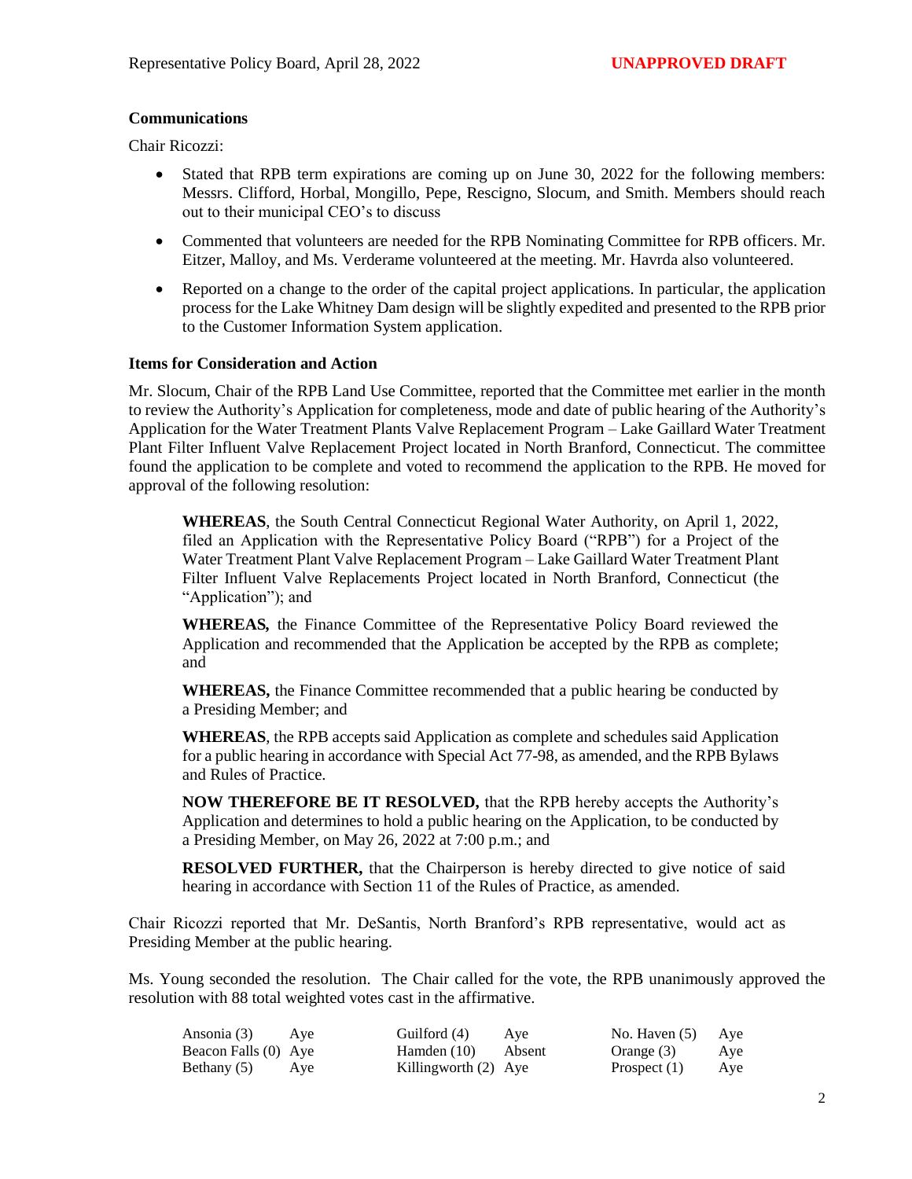**Communications**

Chair Ricozzi:

- Stated that RPB term expirations are coming up on June 30, 2022 for the following members: Messrs. Clifford, Horbal, Mongillo, Pepe, Rescigno, Slocum, and Smith. Members should reach out to their municipal CEO's to discuss
- Commented that volunteers are needed for the RPB Nominating Committee for RPB officers. Mr. Eitzer, Malloy, and Ms. Verderame volunteered at the meeting. Mr. Havrda also volunteered.
- Reported on a change to the order of the capital project applications. In particular, the application process for the Lake Whitney Dam design will be slightly expedited and presented to the RPB prior to the Customer Information System application.

**Items for Consideration and Action**

Mr. Slocum, Chair of the RPB Land Use Committee, reported that the Committee met earlier in the month to review the Authority's Application for completeness, mode and date of public hearing of the Authority's Application for the Water Treatment Plants Valve Replacement Program – Lake Gaillard Water Treatment Plant Filter Influent Valve Replacement Project located in North Branford, Connecticut. The committee found the application to be complete and voted to recommend the application to the RPB. He moved for approval of the following resolution:

> **WHEREAS**, the South Central Connecticut Regional Water Authority, on April 1, 2022, filed an Application with the Representative Policy Board ("RPB") for a Project of the Water Treatment Plant Valve Replacement Program – Lake Gaillard Water Treatment Plant Filter Influent Valve Replacements Project located in North Branford, Connecticut (the "Application"); and
>
> **WHEREAS,** the Finance Committee of the Representative Policy Board reviewed the Application and recommended that the Application be accepted by the RPB as complete; and
>
> **WHEREAS,** the Finance Committee recommended that a public hearing be conducted by a Presiding Member; and
>
> **WHEREAS**, the RPB accepts said Application as complete and schedules said Application for a public hearing in accordance with Special Act 77-98, as amended, and the RPB Bylaws and Rules of Practice.
>
> **NOW THEREFORE BE IT RESOLVED,** that the RPB hereby accepts the Authority's Application and determines to hold a public hearing on the Application, to be conducted by a Presiding Member, on May 26, 2022 at 7:00 p.m.; and
>
> **RESOLVED FURTHER,** that the Chairperson is hereby directed to give notice of said hearing in accordance with Section 11 of the Rules of Practice, as amended.

Chair Ricozzi reported that Mr. DeSantis, North Branford's RPB representative, would act as Presiding Member at the public hearing.

Ms. Young seconded the resolution. The Chair called for the vote, the RPB unanimously approved the resolution with 88 total weighted votes cast in the affirmative.

| | | | | | |
|---|---|---|---|---|---|
| Ansonia (3) | Aye | Guilford (4) | Aye | No. Haven (5) | Aye |
| Beacon Falls (0) | Aye | Hamden (10) | Absent | Orange (3) | Aye |
| Bethany (5) | Aye | Killingworth (2) | Aye | Prospect (1) | Aye |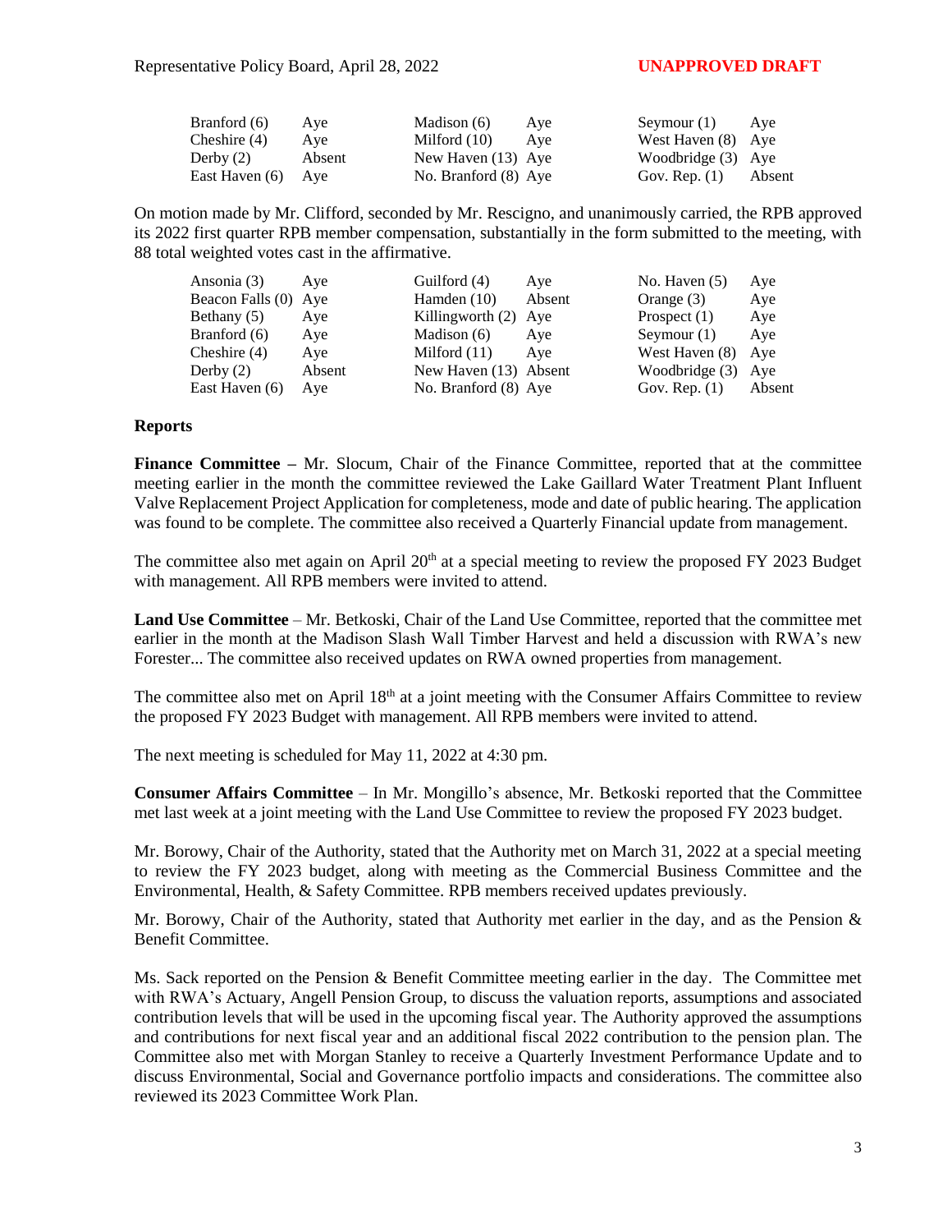| | | | | | |
|---|---|---|---|---|---|
| Branford (6) | Aye | Madison (6) | Aye | Seymour (1) | Aye |
| Cheshire (4) | Aye | Milford (10) | Aye | West Haven (8) | Aye |
| Derby (2) | Absent | New Haven (13) | Aye | Woodbridge (3) | Aye |
| East Haven (6) | Aye | No. Branford (8) | Aye | Gov. Rep. (1) | Absent |

On motion made by Mr. Clifford, seconded by Mr. Rescigno, and unanimously carried, the RPB approved its 2022 first quarter RPB member compensation, substantially in the form submitted to the meeting, with 88 total weighted votes cast in the affirmative.

| | | | | | |
|---|---|---|---|---|---|
| Ansonia (3) | Aye | Guilford (4) | Aye | No. Haven (5) | Aye |
| Beacon Falls (0) | Aye | Hamden (10) | Absent | Orange (3) | Aye |
| Bethany (5) | Aye | Killingworth (2) | Aye | Prospect (1) | Aye |
| Branford (6) | Aye | Madison (6) | Aye | Seymour (1) | Aye |
| Cheshire (4) | Aye | Milford (11) | Aye | West Haven (8) | Aye |
| Derby (2) | Absent | New Haven (13) | Absent | Woodbridge (3) | Aye |
| East Haven (6) | Aye | No. Branford (8) | Aye | Gov. Rep. (1) | Absent |

**Reports**

**Finance Committee –** Mr. Slocum, Chair of the Finance Committee, reported that at the committee meeting earlier in the month the committee reviewed the Lake Gaillard Water Treatment Plant Influent Valve Replacement Project Application for completeness, mode and date of public hearing. The application was found to be complete. The committee also received a Quarterly Financial update from management.

The committee also met again on April 20th at a special meeting to review the proposed FY 2023 Budget with management. All RPB members were invited to attend.

**Land Use Committee** – Mr. Betkoski, Chair of the Land Use Committee, reported that the committee met earlier in the month at the Madison Slash Wall Timber Harvest and held a discussion with RWA's new Forester... The committee also received updates on RWA owned properties from management.

The committee also met on April 18th at a joint meeting with the Consumer Affairs Committee to review the proposed FY 2023 Budget with management. All RPB members were invited to attend.

The next meeting is scheduled for May 11, 2022 at 4:30 pm.

**Consumer Affairs Committee** – In Mr. Mongillo's absence, Mr. Betkoski reported that the Committee met last week at a joint meeting with the Land Use Committee to review the proposed FY 2023 budget.

Mr. Borowy, Chair of the Authority, stated that the Authority met on March 31, 2022 at a special meeting to review the FY 2023 budget, along with meeting as the Commercial Business Committee and the Environmental, Health, & Safety Committee. RPB members received updates previously.

Mr. Borowy, Chair of the Authority, stated that Authority met earlier in the day, and as the Pension & Benefit Committee.

Ms. Sack reported on the Pension & Benefit Committee meeting earlier in the day. The Committee met with RWA's Actuary, Angell Pension Group, to discuss the valuation reports, assumptions and associated contribution levels that will be used in the upcoming fiscal year. The Authority approved the assumptions and contributions for next fiscal year and an additional fiscal 2022 contribution to the pension plan. The Committee also met with Morgan Stanley to receive a Quarterly Investment Performance Update and to discuss Environmental, Social and Governance portfolio impacts and considerations. The committee also reviewed its 2023 Committee Work Plan.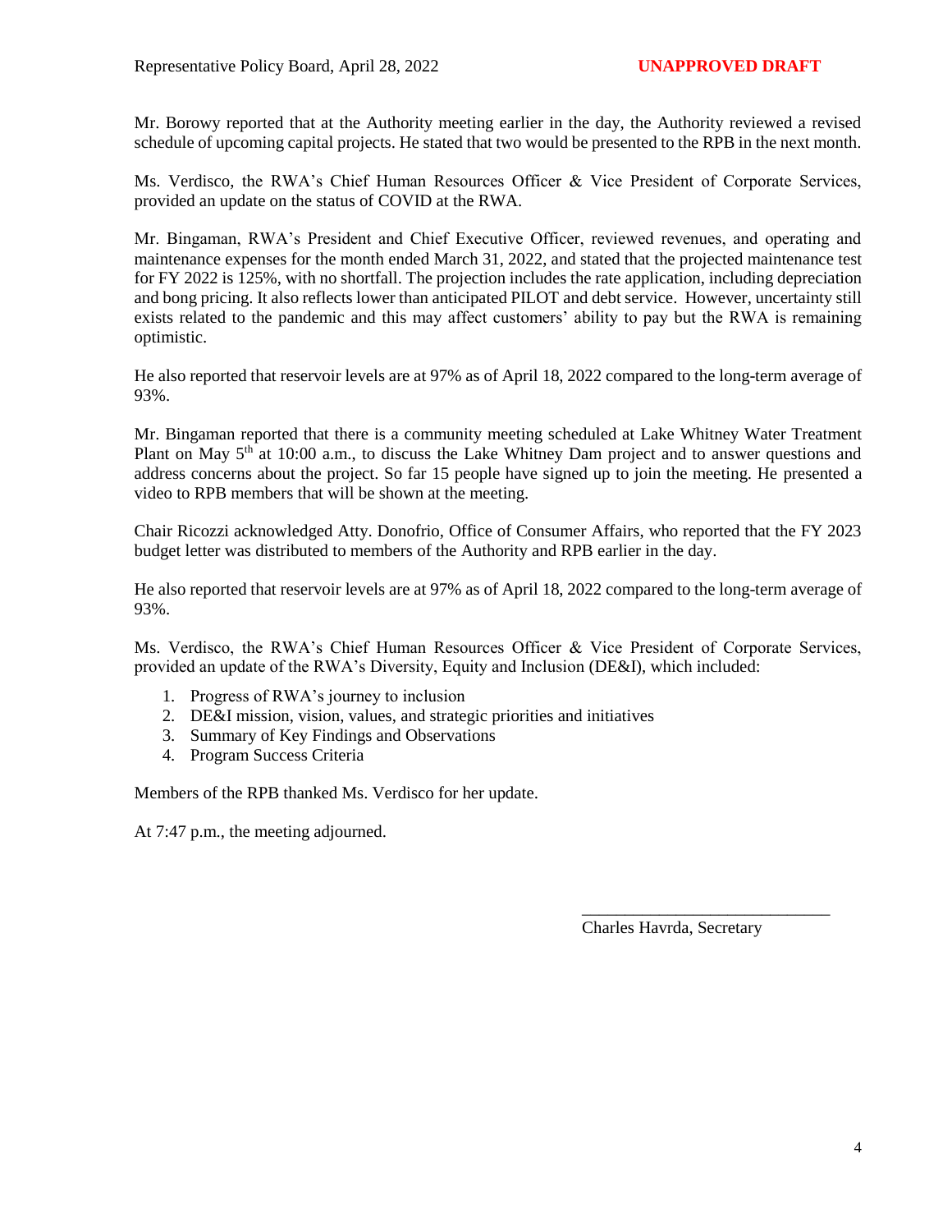Mr. Borowy reported that at the Authority meeting earlier in the day, the Authority reviewed a revised schedule of upcoming capital projects. He stated that two would be presented to the RPB in the next month.

Ms. Verdisco, the RWA's Chief Human Resources Officer & Vice President of Corporate Services, provided an update on the status of COVID at the RWA.

Mr. Bingaman, RWA's President and Chief Executive Officer, reviewed revenues, and operating and maintenance expenses for the month ended March 31, 2022, and stated that the projected maintenance test for FY 2022 is 125%, with no shortfall. The projection includes the rate application, including depreciation and bong pricing. It also reflects lower than anticipated PILOT and debt service. However, uncertainty still exists related to the pandemic and this may affect customers' ability to pay but the RWA is remaining optimistic.

He also reported that reservoir levels are at 97% as of April 18, 2022 compared to the long-term average of 93%.

Mr. Bingaman reported that there is a community meeting scheduled at Lake Whitney Water Treatment Plant on May 5th at 10:00 a.m., to discuss the Lake Whitney Dam project and to answer questions and address concerns about the project. So far 15 people have signed up to join the meeting. He presented a video to RPB members that will be shown at the meeting.

Chair Ricozzi acknowledged Atty. Donofrio, Office of Consumer Affairs, who reported that the FY 2023 budget letter was distributed to members of the Authority and RPB earlier in the day.

He also reported that reservoir levels are at 97% as of April 18, 2022 compared to the long-term average of 93%.

Ms. Verdisco, the RWA's Chief Human Resources Officer & Vice President of Corporate Services, provided an update of the RWA's Diversity, Equity and Inclusion (DE&I), which included:

1. Progress of RWA's journey to inclusion
2. DE&I mission, vision, values, and strategic priorities and initiatives
3. Summary of Key Findings and Observations
4. Program Success Criteria

Members of the RPB thanked Ms. Verdisco for her update.

At 7:47 p.m., the meeting adjourned.

\_\_\_\_\_\_\_\_\_\_\_\_\_\_\_\_\_\_\_\_\_\_\_\_\_\_\_\_\_\_

Charles Havrda, Secretary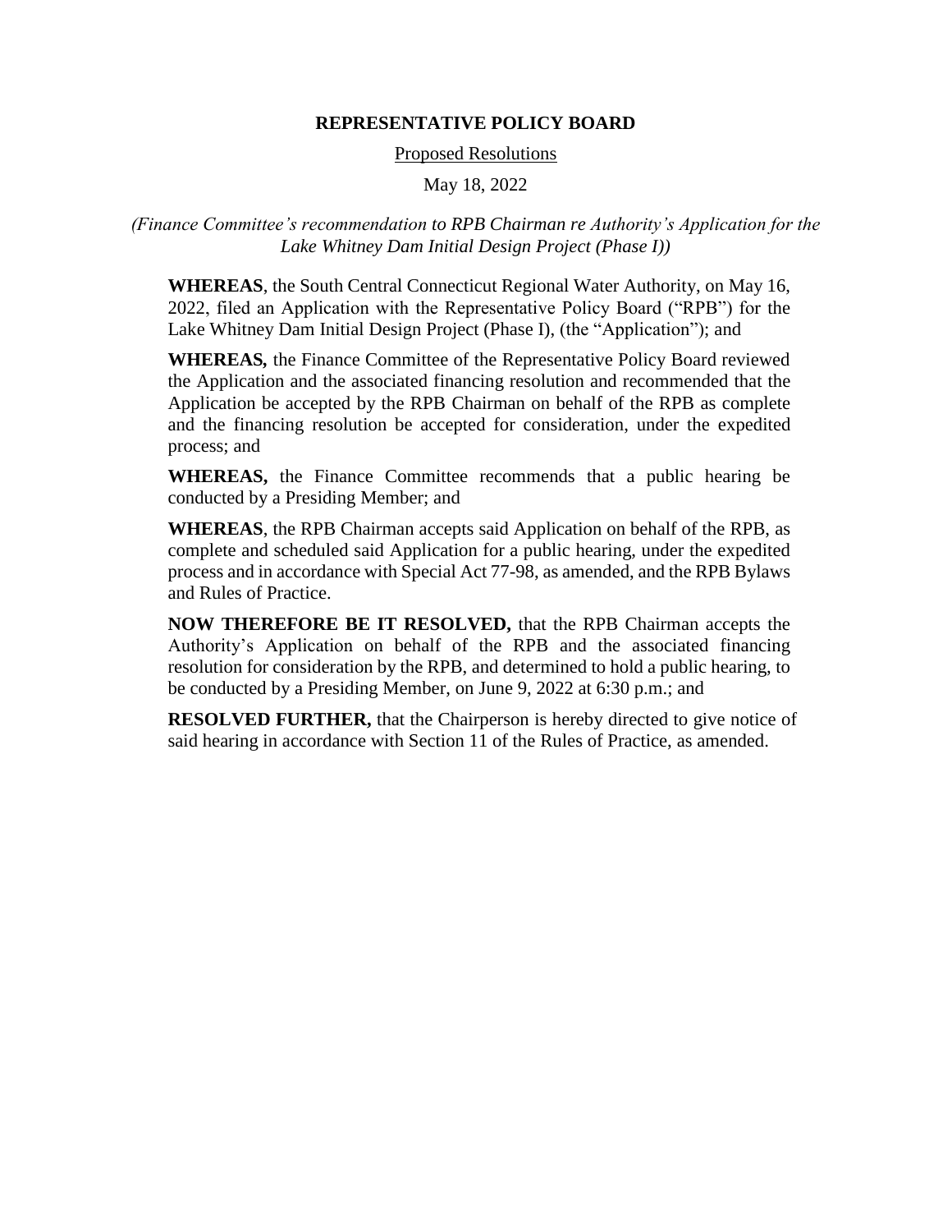# REPRESENTATIVE POLICY BOARD

<u>Proposed Resolutions</u>

May 18, 2022

*(Finance Committee's recommendation to RPB Chairman re Authority's Application for the Lake Whitney Dam Initial Design Project (Phase I))*

**WHEREAS**, the South Central Connecticut Regional Water Authority, on May 16, 2022, filed an Application with the Representative Policy Board ("RPB") for the Lake Whitney Dam Initial Design Project (Phase I), (the "Application"); and

**WHEREAS,** the Finance Committee of the Representative Policy Board reviewed the Application and the associated financing resolution and recommended that the Application be accepted by the RPB Chairman on behalf of the RPB as complete and the financing resolution be accepted for consideration, under the expedited process; and

**WHEREAS,** the Finance Committee recommends that a public hearing be conducted by a Presiding Member; and

**WHEREAS**, the RPB Chairman accepts said Application on behalf of the RPB, as complete and scheduled said Application for a public hearing, under the expedited process and in accordance with Special Act 77-98, as amended, and the RPB Bylaws and Rules of Practice.

**NOW THEREFORE BE IT RESOLVED,** that the RPB Chairman accepts the Authority's Application on behalf of the RPB and the associated financing resolution for consideration by the RPB, and determined to hold a public hearing, to be conducted by a Presiding Member, on June 9, 2022 at 6:30 p.m.; and

**RESOLVED FURTHER,** that the Chairperson is hereby directed to give notice of said hearing in accordance with Section 11 of the Rules of Practice, as amended.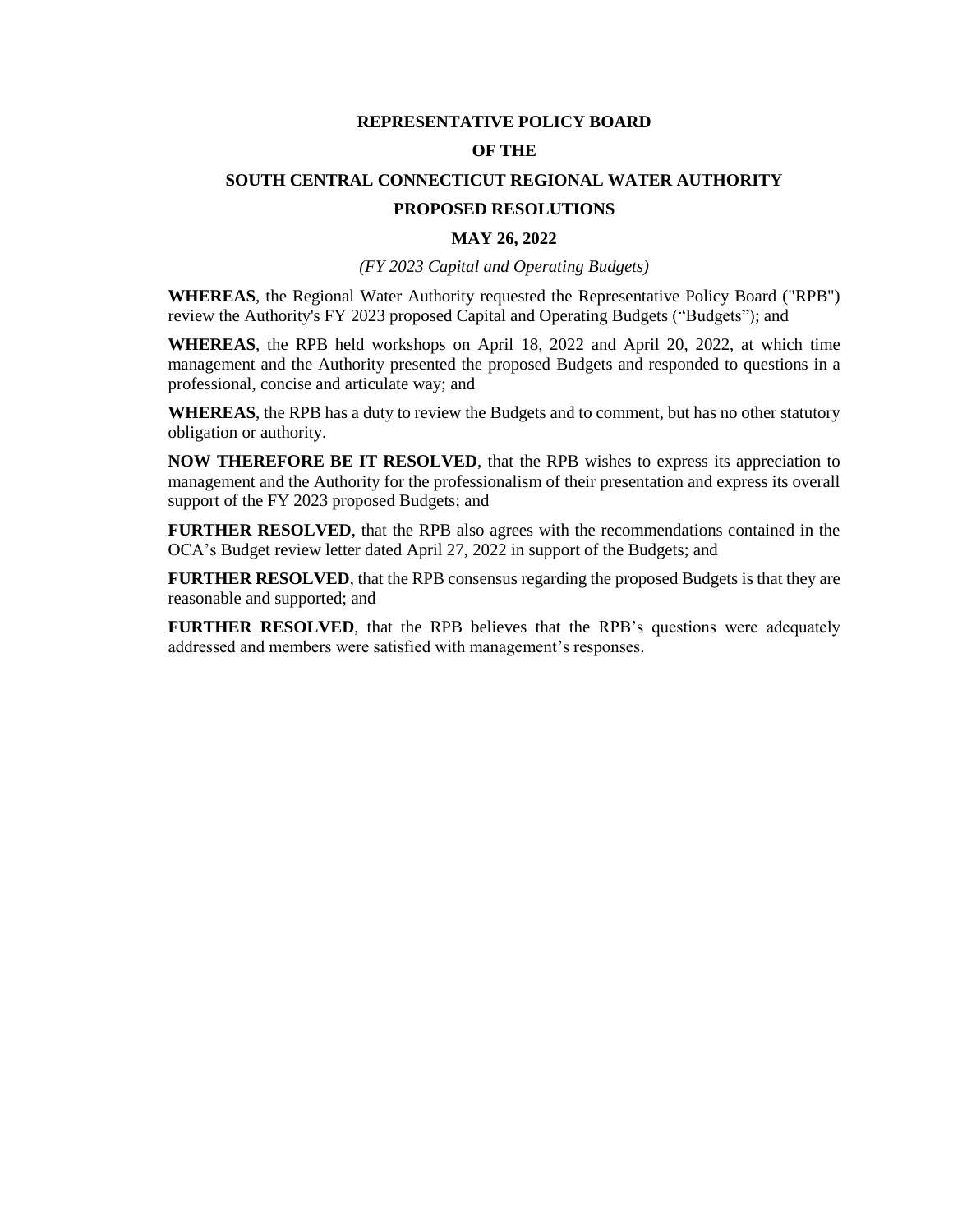**REPRESENTATIVE POLICY BOARD**

**OF THE**

**SOUTH CENTRAL CONNECTICUT REGIONAL WATER AUTHORITY**

**PROPOSED RESOLUTIONS**

**MAY 26, 2022**

*(FY 2023 Capital and Operating Budgets)*

**WHEREAS**, the Regional Water Authority requested the Representative Policy Board ("RPB") review the Authority's FY 2023 proposed Capital and Operating Budgets ("Budgets"); and

**WHEREAS**, the RPB held workshops on April 18, 2022 and April 20, 2022, at which time management and the Authority presented the proposed Budgets and responded to questions in a professional, concise and articulate way; and

**WHEREAS**, the RPB has a duty to review the Budgets and to comment, but has no other statutory obligation or authority.

**NOW THEREFORE BE IT RESOLVED**, that the RPB wishes to express its appreciation to management and the Authority for the professionalism of their presentation and express its overall support of the FY 2023 proposed Budgets; and

**FURTHER RESOLVED**, that the RPB also agrees with the recommendations contained in the OCA's Budget review letter dated April 27, 2022 in support of the Budgets; and

**FURTHER RESOLVED**, that the RPB consensus regarding the proposed Budgets is that they are reasonable and supported; and

**FURTHER RESOLVED**, that the RPB believes that the RPB's questions were adequately addressed and members were satisfied with management's responses.